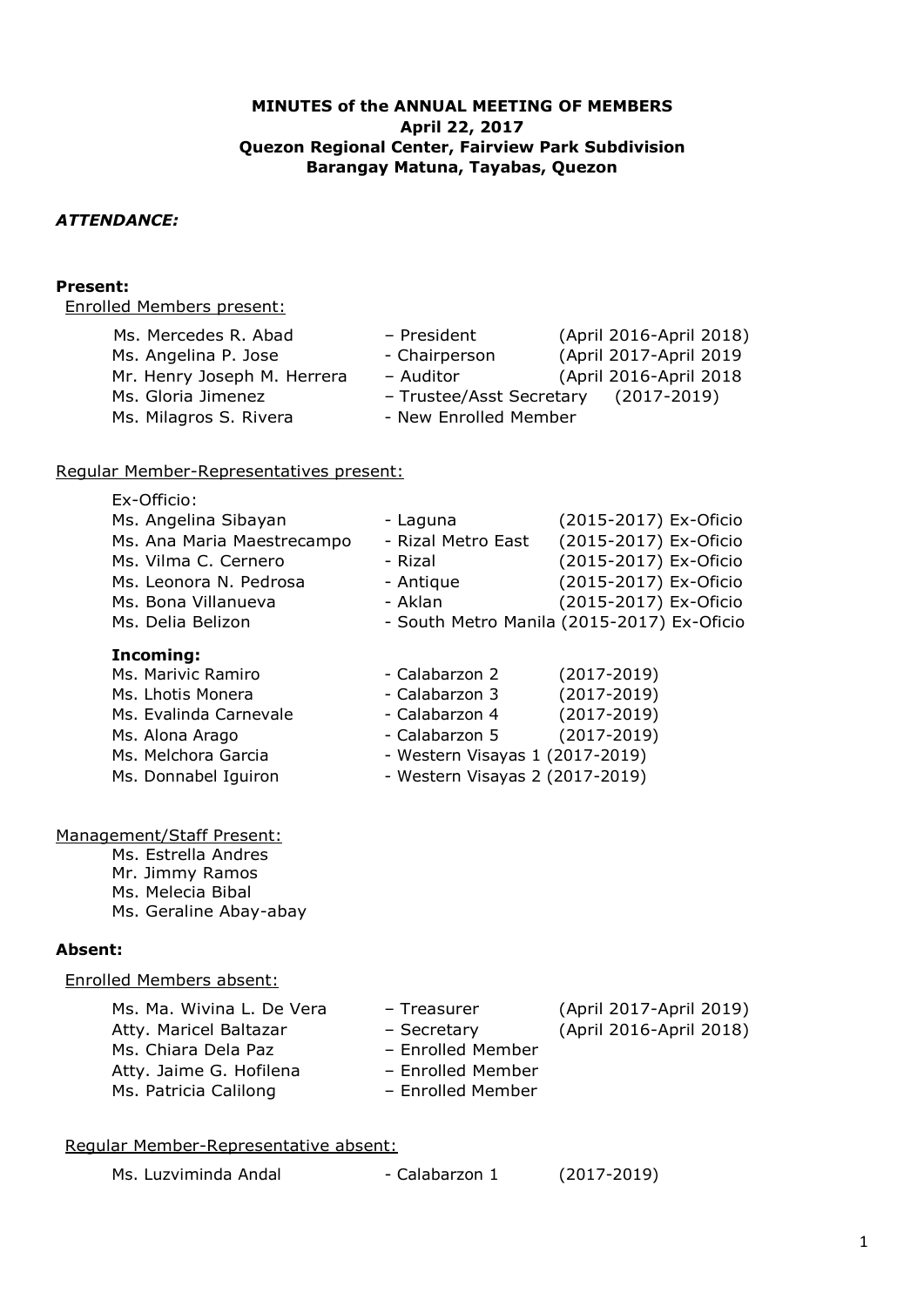**MINUTES of the ANNUAL MEETING OF MEMBERS**
**April 22, 2017**
**Quezon Regional Center, Fairview Park Subdivision**
**Barangay Matuna, Tayabas, Quezon**

***ATTENDANCE:***

**Present:**

Enrolled Members present:

| | | |
|---|---|---|
| Ms. Mercedes R. Abad | – President | (April 2016-April 2018) |
| Ms. Angelina P. Jose | - Chairperson | (April 2017-April 2019 |
| Mr. Henry Joseph M. Herrera | – Auditor | (April 2016-April 2018 |
| Ms. Gloria Jimenez | – Trustee/Asst Secretary | (2017-2019) |
| Ms. Milagros S. Rivera | - New Enrolled Member | |

Regular Member-Representatives present:

Ex-Officio:

| | | |
|---|---|---|
| Ms. Angelina Sibayan | - Laguna | (2015-2017) Ex-Oficio |
| Ms. Ana Maria Maestrecampo | - Rizal Metro East | (2015-2017) Ex-Oficio |
| Ms. Vilma C. Cernero | - Rizal | (2015-2017) Ex-Oficio |
| Ms. Leonora N. Pedrosa | - Antique | (2015-2017) Ex-Oficio |
| Ms. Bona Villanueva | - Aklan | (2015-2017) Ex-Oficio |
| Ms. Delia Belizon | - South Metro Manila | (2015-2017) Ex-Oficio |

**Incoming:**

| | | |
|---|---|---|
| Ms. Marivic Ramiro | - Calabarzon 2 | (2017-2019) |
| Ms. Lhotis Monera | - Calabarzon 3 | (2017-2019) |
| Ms. Evalinda Carnevale | - Calabarzon 4 | (2017-2019) |
| Ms. Alona Arago | - Calabarzon 5 | (2017-2019) |
| Ms. Melchora Garcia | - Western Visayas 1 | (2017-2019) |
| Ms. Donnabel Iguiron | - Western Visayas 2 | (2017-2019) |

Management/Staff Present:

- Ms. Estrella Andres
- Mr. Jimmy Ramos
- Ms. Melecia Bibal
- Ms. Geraline Abay-abay

**Absent:**

Enrolled Members absent:

| | | |
|---|---|---|
| Ms. Ma. Wivina L. De Vera | – Treasurer | (April 2017-April 2019) |
| Atty. Maricel Baltazar | – Secretary | (April 2016-April 2018) |
| Ms. Chiara Dela Paz | – Enrolled Member | |
| Atty. Jaime G. Hofilena | – Enrolled Member | |
| Ms. Patricia Calilong | – Enrolled Member | |

Regular Member-Representative absent:

| | | |
|---|---|---|
| Ms. Luzviminda Andal | - Calabarzon 1 | (2017-2019) |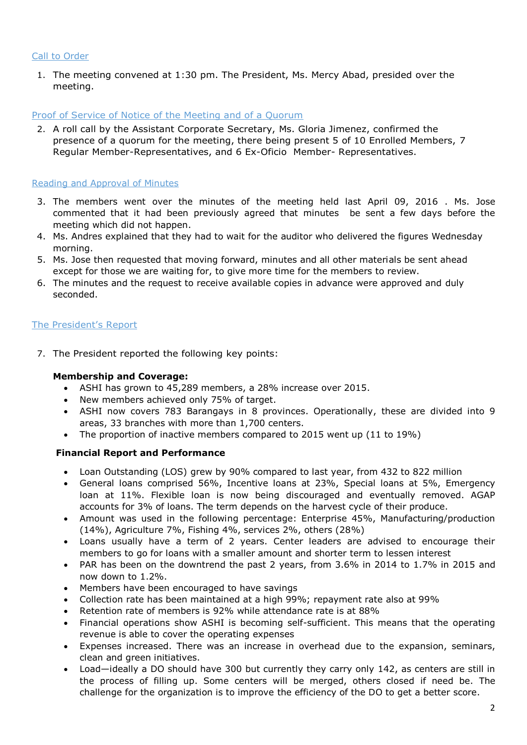## Call to Order

1. The meeting convened at 1:30 pm. The President, Ms. Mercy Abad, presided over the meeting.

## Proof of Service of Notice of the Meeting and of a Quorum

2. A roll call by the Assistant Corporate Secretary, Ms. Gloria Jimenez, confirmed the presence of a quorum for the meeting, there being present 5 of 10 Enrolled Members, 7 Regular Member-Representatives, and 6 Ex-Oficio Member- Representatives.

## Reading and Approval of Minutes

3. The members went over the minutes of the meeting held last April 09, 2016 . Ms. Jose commented that it had been previously agreed that minutes be sent a few days before the meeting which did not happen.
4. Ms. Andres explained that they had to wait for the auditor who delivered the figures Wednesday morning.
5. Ms. Jose then requested that moving forward, minutes and all other materials be sent ahead except for those we are waiting for, to give more time for the members to review.
6. The minutes and the request to receive available copies in advance were approved and duly seconded.

## The President's Report

7. The President reported the following key points:

**Membership and Coverage:**

- ASHI has grown to 45,289 members, a 28% increase over 2015.
- New members achieved only 75% of target.
- ASHI now covers 783 Barangays in 8 provinces. Operationally, these are divided into 9 areas, 33 branches with more than 1,700 centers.
- The proportion of inactive members compared to 2015 went up (11 to 19%)

**Financial Report and Performance**

- Loan Outstanding (LOS) grew by 90% compared to last year, from 432 to 822 million
- General loans comprised 56%, Incentive loans at 23%, Special loans at 5%, Emergency loan at 11%. Flexible loan is now being discouraged and eventually removed. AGAP accounts for 3% of loans. The term depends on the harvest cycle of their produce.
- Amount was used in the following percentage: Enterprise 45%, Manufacturing/production (14%), Agriculture 7%, Fishing 4%, services 2%, others (28%)
- Loans usually have a term of 2 years. Center leaders are advised to encourage their members to go for loans with a smaller amount and shorter term to lessen interest
- PAR has been on the downtrend the past 2 years, from 3.6% in 2014 to 1.7% in 2015 and now down to 1.2%.
- Members have been encouraged to have savings
- Collection rate has been maintained at a high 99%; repayment rate also at 99%
- Retention rate of members is 92% while attendance rate is at 88%
- Financial operations show ASHI is becoming self-sufficient. This means that the operating revenue is able to cover the operating expenses
- Expenses increased. There was an increase in overhead due to the expansion, seminars, clean and green initiatives.
- Load—ideally a DO should have 300 but currently they carry only 142, as centers are still in the process of filling up. Some centers will be merged, others closed if need be. The challenge for the organization is to improve the efficiency of the DO to get a better score.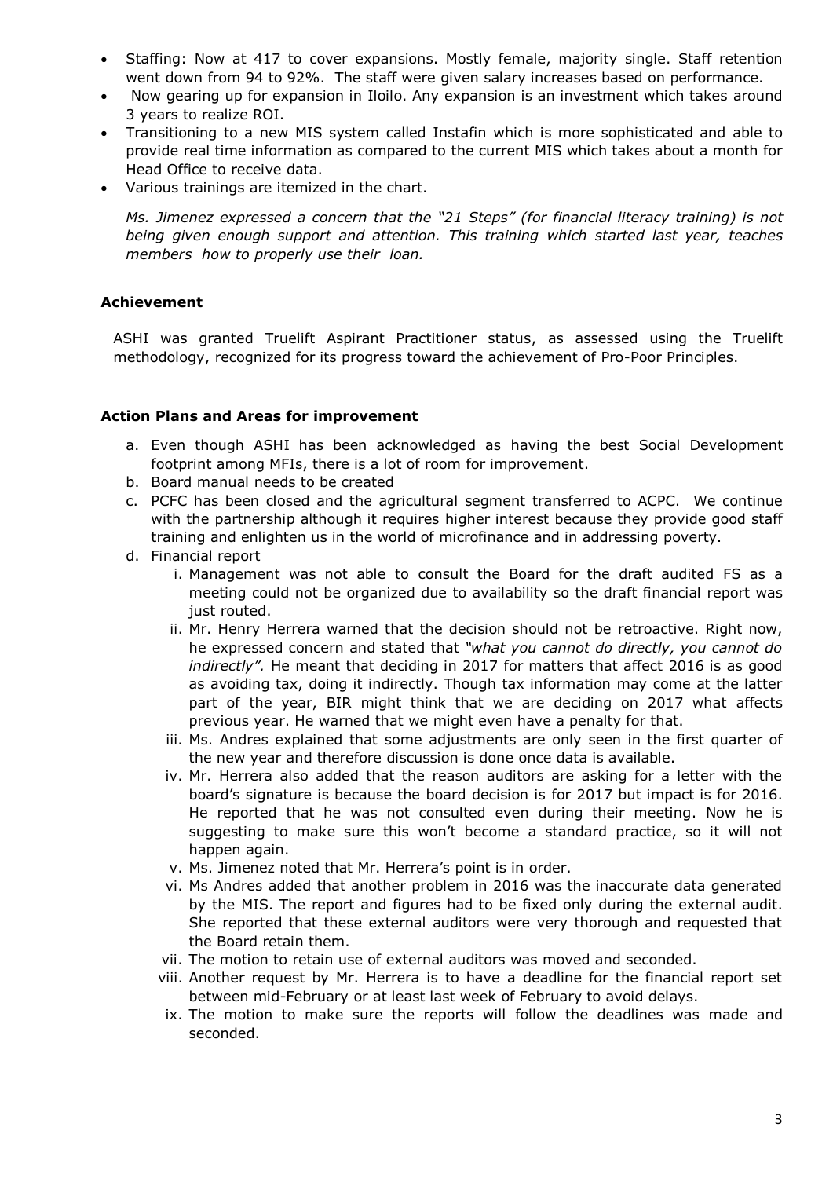- Staffing: Now at 417 to cover expansions. Mostly female, majority single. Staff retention went down from 94 to 92%. The staff were given salary increases based on performance.
- Now gearing up for expansion in Iloilo. Any expansion is an investment which takes around 3 years to realize ROI.
- Transitioning to a new MIS system called Instafin which is more sophisticated and able to provide real time information as compared to the current MIS which takes about a month for Head Office to receive data.
- Various trainings are itemized in the chart.

*Ms. Jimenez expressed a concern that the "21 Steps" (for financial literacy training) is not being given enough support and attention. This training which started last year, teaches members how to properly use their loan.*

**Achievement**

ASHI was granted Truelift Aspirant Practitioner status, as assessed using the Truelift methodology, recognized for its progress toward the achievement of Pro-Poor Principles.

**Action Plans and Areas for improvement**

a. Even though ASHI has been acknowledged as having the best Social Development footprint among MFIs, there is a lot of room for improvement.
b. Board manual needs to be created
c. PCFC has been closed and the agricultural segment transferred to ACPC. We continue with the partnership although it requires higher interest because they provide good staff training and enlighten us in the world of microfinance and in addressing poverty.
d. Financial report
    i. Management was not able to consult the Board for the draft audited FS as a meeting could not be organized due to availability so the draft financial report was just routed.
    ii. Mr. Henry Herrera warned that the decision should not be retroactive. Right now, he expressed concern and stated that *"what you cannot do directly, you cannot do indirectly".* He meant that deciding in 2017 for matters that affect 2016 is as good as avoiding tax, doing it indirectly. Though tax information may come at the latter part of the year, BIR might think that we are deciding on 2017 what affects previous year. He warned that we might even have a penalty for that.
    iii. Ms. Andres explained that some adjustments are only seen in the first quarter of the new year and therefore discussion is done once data is available.
    iv. Mr. Herrera also added that the reason auditors are asking for a letter with the board's signature is because the board decision is for 2017 but impact is for 2016. He reported that he was not consulted even during their meeting. Now he is suggesting to make sure this won't become a standard practice, so it will not happen again.
    v. Ms. Jimenez noted that Mr. Herrera's point is in order.
    vi. Ms Andres added that another problem in 2016 was the inaccurate data generated by the MIS. The report and figures had to be fixed only during the external audit. She reported that these external auditors were very thorough and requested that the Board retain them.
    vii. The motion to retain use of external auditors was moved and seconded.
    viii. Another request by Mr. Herrera is to have a deadline for the financial report set between mid-February or at least last week of February to avoid delays.
    ix. The motion to make sure the reports will follow the deadlines was made and seconded.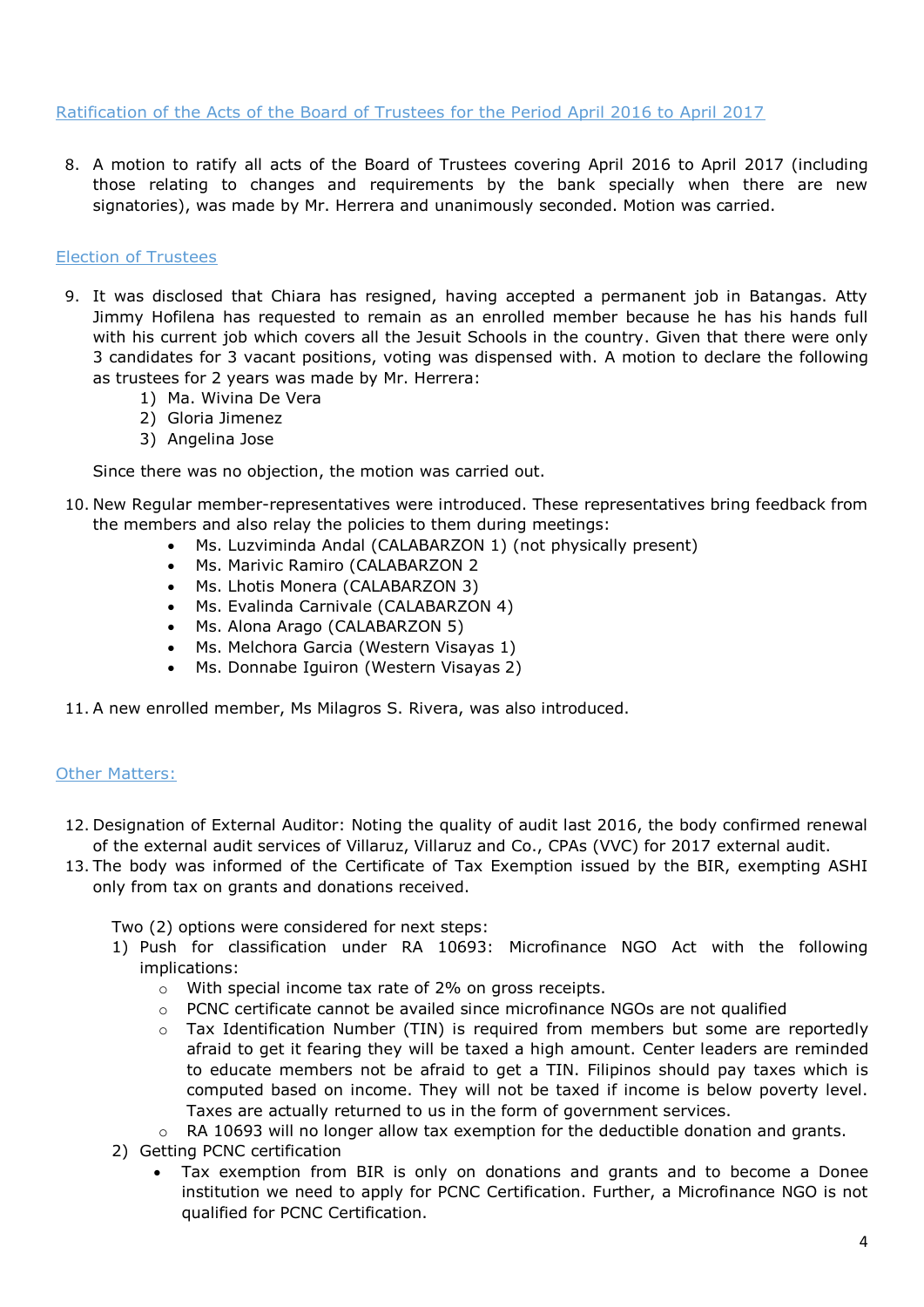## Ratification of the Acts of the Board of Trustees for the Period April 2016 to April 2017

8. A motion to ratify all acts of the Board of Trustees covering April 2016 to April 2017 (including those relating to changes and requirements by the bank specially when there are new signatories), was made by Mr. Herrera and unanimously seconded. Motion was carried.

## Election of Trustees

9. It was disclosed that Chiara has resigned, having accepted a permanent job in Batangas. Atty Jimmy Hofilena has requested to remain as an enrolled member because he has his hands full with his current job which covers all the Jesuit Schools in the country. Given that there were only 3 candidates for 3 vacant positions, voting was dispensed with. A motion to declare the following as trustees for 2 years was made by Mr. Herrera:
   1) Ma. Wivina De Vera
   2) Gloria Jimenez
   3) Angelina Jose

   Since there was no objection, the motion was carried out.

10. New Regular member-representatives were introduced. These representatives bring feedback from the members and also relay the policies to them during meetings:
    - Ms. Luzviminda Andal (CALABARZON 1) (not physically present)
    - Ms. Marivic Ramiro (CALABARZON 2
    - Ms. Lhotis Monera (CALABARZON 3)
    - Ms. Evalinda Carnivale (CALABARZON 4)
    - Ms. Alona Arago (CALABARZON 5)
    - Ms. Melchora Garcia (Western Visayas 1)
    - Ms. Donnabe Iguiron (Western Visayas 2)

11. A new enrolled member, Ms Milagros S. Rivera, was also introduced.

## Other Matters:

12. Designation of External Auditor: Noting the quality of audit last 2016, the body confirmed renewal of the external audit services of Villaruz, Villaruz and Co., CPAs (VVC) for 2017 external audit.
13. The body was informed of the Certificate of Tax Exemption issued by the BIR, exempting ASHI only from tax on grants and donations received.

    Two (2) options were considered for next steps:
    1) Push for classification under RA 10693: Microfinance NGO Act with the following implications:
       - With special income tax rate of 2% on gross receipts.
       - PCNC certificate cannot be availed since microfinance NGOs are not qualified
       - Tax Identification Number (TIN) is required from members but some are reportedly afraid to get it fearing they will be taxed a high amount. Center leaders are reminded to educate members not be afraid to get a TIN. Filipinos should pay taxes which is computed based on income. They will not be taxed if income is below poverty level. Taxes are actually returned to us in the form of government services.
       - RA 10693 will no longer allow tax exemption for the deductible donation and grants.
    2) Getting PCNC certification
       - Tax exemption from BIR is only on donations and grants and to become a Donee institution we need to apply for PCNC Certification. Further, a Microfinance NGO is not qualified for PCNC Certification.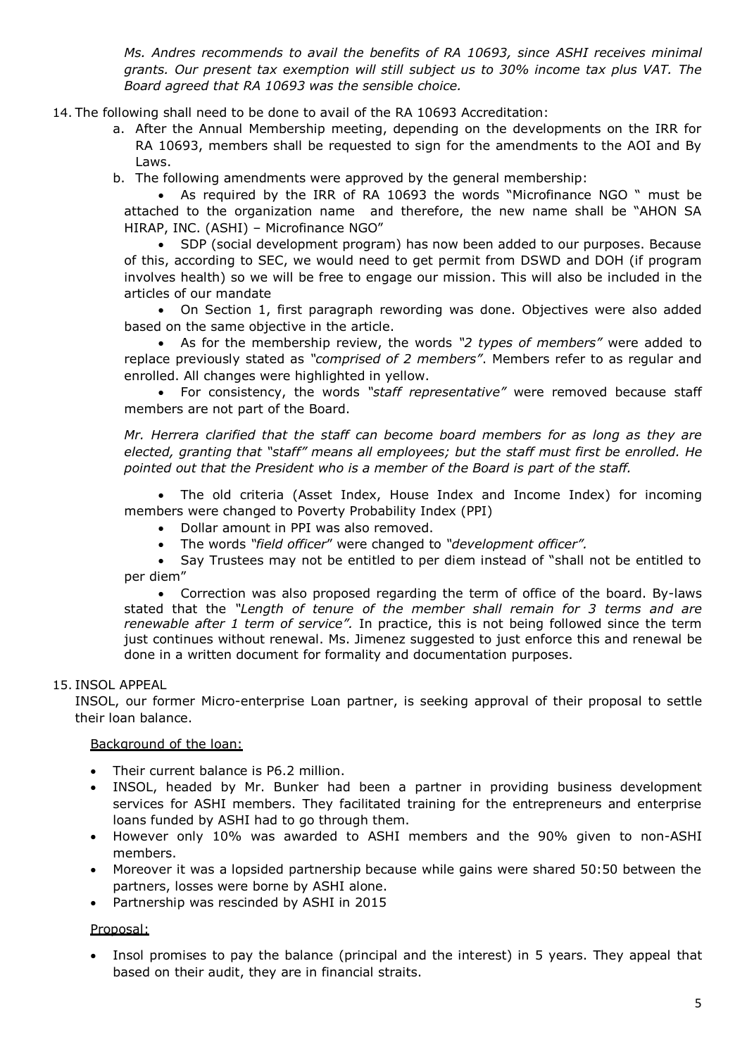*Ms. Andres recommends to avail the benefits of RA 10693, since ASHI receives minimal grants. Our present tax exemption will still subject us to 30% income tax plus VAT. The Board agreed that RA 10693 was the sensible choice.*

14. The following shall need to be done to avail of the RA 10693 Accreditation:
    a. After the Annual Membership meeting, depending on the developments on the IRR for RA 10693, members shall be requested to sign for the amendments to the AOI and By Laws.
    b. The following amendments were approved by the general membership:

    - As required by the IRR of RA 10693 the words "Microfinance NGO " must be attached to the organization name and therefore, the new name shall be "AHON SA HIRAP, INC. (ASHI) – Microfinance NGO"
    - SDP (social development program) has now been added to our purposes. Because of this, according to SEC, we would need to get permit from DSWD and DOH (if program involves health) so we will be free to engage our mission. This will also be included in the articles of our mandate
    - On Section 1, first paragraph rewording was done. Objectives were also added based on the same objective in the article.
    - As for the membership review, the words *"2 types of members"* were added to replace previously stated as *"comprised of 2 members"*. Members refer to as regular and enrolled. All changes were highlighted in yellow.
    - For consistency, the words *"staff representative"* were removed because staff members are not part of the Board.

    *Mr. Herrera clarified that the staff can become board members for as long as they are elected, granting that "staff" means all employees; but the staff must first be enrolled. He pointed out that the President who is a member of the Board is part of the staff.*

    - The old criteria (Asset Index, House Index and Income Index) for incoming members were changed to Poverty Probability Index (PPI)
    - Dollar amount in PPI was also removed.
    - The words *"field officer*" were changed to *"development officer".*
    - Say Trustees may not be entitled to per diem instead of "shall not be entitled to per diem"
    - Correction was also proposed regarding the term of office of the board. By-laws stated that the *"Length of tenure of the member shall remain for 3 terms and are renewable after 1 term of service".* In practice, this is not being followed since the term just continues without renewal. Ms. Jimenez suggested to just enforce this and renewal be done in a written document for formality and documentation purposes.

15. INSOL APPEAL

    INSOL, our former Micro-enterprise Loan partner, is seeking approval of their proposal to settle their loan balance.

    Background of the loan:

    - Their current balance is P6.2 million.
    - INSOL, headed by Mr. Bunker had been a partner in providing business development services for ASHI members. They facilitated training for the entrepreneurs and enterprise loans funded by ASHI had to go through them.
    - However only 10% was awarded to ASHI members and the 90% given to non-ASHI members.
    - Moreover it was a lopsided partnership because while gains were shared 50:50 between the partners, losses were borne by ASHI alone.
    - Partnership was rescinded by ASHI in 2015

    Proposal:

    - Insol promises to pay the balance (principal and the interest) in 5 years. They appeal that based on their audit, they are in financial straits.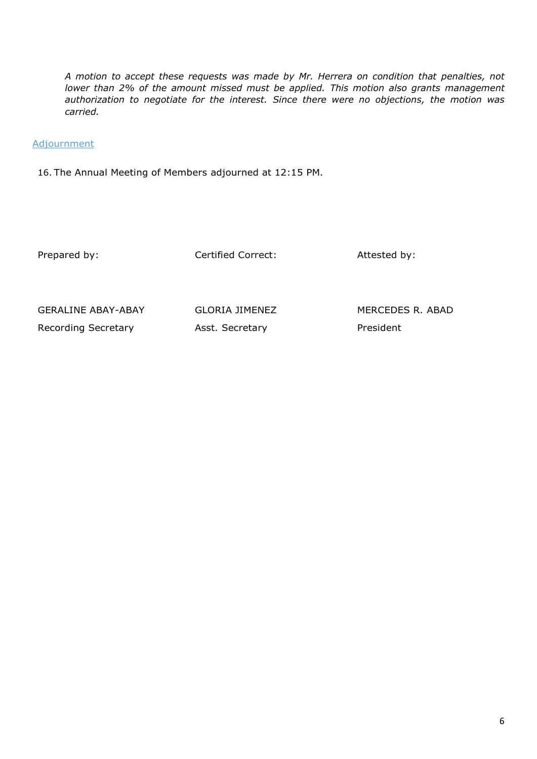*A motion to accept these requests was made by Mr. Herrera on condition that penalties, not lower than 2% of the amount missed must be applied. This motion also grants management authorization to negotiate for the interest. Since there were no objections, the motion was carried.*

## Adjournment

16. The Annual Meeting of Members adjourned at 12:15 PM.

| | | |
|---|---|---|
| Prepared by: | Certified Correct: | Attested by: |
| GERALINE ABAY-ABAY | GLORIA JIMENEZ | MERCEDES R. ABAD |
| Recording Secretary | Asst. Secretary | President |